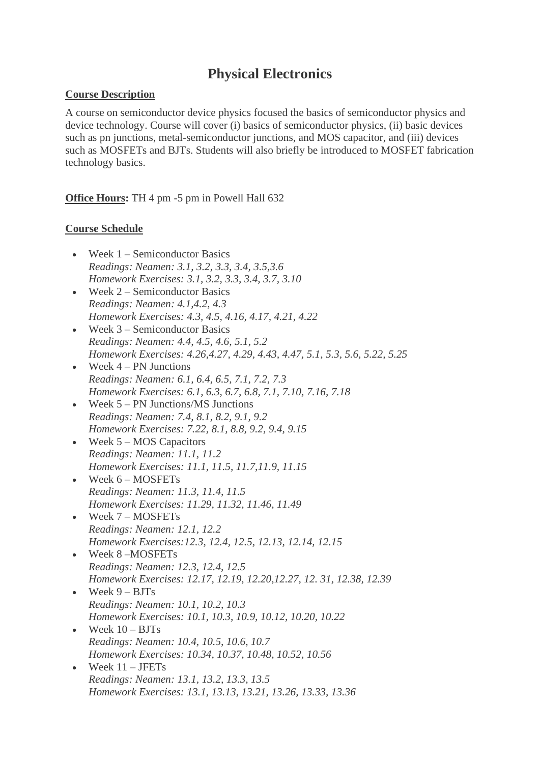# Physical Electronics

**Course Description**

A course on semiconductor device physics focused the basics of semiconductor physics and device technology. Course will cover (i) basics of semiconductor physics, (ii) basic devices such as pn junctions, metal-semiconductor junctions, and MOS capacitor, and (iii) devices such as MOSFETs and BJTs. Students will also briefly be introduced to MOSFET fabrication technology basics.

**Office Hours:** TH 4 pm -5 pm in Powell Hall 632

**Course Schedule**

- Week 1 – Semiconductor Basics
  *Readings: Neamen: 3.1, 3.2, 3.3, 3.4, 3.5,3.6*
  *Homework Exercises: 3.1, 3.2, 3.3, 3.4, 3.7, 3.10*
- Week 2 – Semiconductor Basics
  *Readings: Neamen: 4.1,4.2, 4.3*
  *Homework Exercises: 4.3, 4.5, 4.16, 4.17, 4.21, 4.22*
- Week 3 – Semiconductor Basics
  *Readings: Neamen: 4.4, 4.5, 4.6, 5.1, 5.2*
  *Homework Exercises: 4.26,4.27, 4.29, 4.43, 4.47, 5.1, 5.3, 5.6, 5.22, 5.25*
- Week 4 – PN Junctions
  *Readings: Neamen: 6.1, 6.4, 6.5, 7.1, 7.2, 7.3*
  *Homework Exercises: 6.1, 6.3, 6.7, 6.8, 7.1, 7.10, 7.16, 7.18*
- Week 5 – PN Junctions/MS Junctions
  *Readings: Neamen: 7.4, 8.1, 8.2, 9.1, 9.2*
  *Homework Exercises: 7.22, 8.1, 8.8, 9.2, 9.4, 9.15*
- Week 5 – MOS Capacitors
  *Readings: Neamen: 11.1, 11.2*
  *Homework Exercises: 11.1, 11.5, 11.7,11.9, 11.15*
- Week 6 – MOSFETs
  *Readings: Neamen: 11.3, 11.4, 11.5*
  *Homework Exercises: 11.29, 11.32, 11.46, 11.49*
- Week 7 – MOSFETs
  *Readings: Neamen: 12.1, 12.2*
  *Homework Exercises:12.3, 12.4, 12.5, 12.13, 12.14, 12.15*
- Week 8 –MOSFETs
  *Readings: Neamen: 12.3, 12.4, 12.5*
  *Homework Exercises: 12.17, 12.19, 12.20,12.27, 12. 31, 12.38, 12.39*
- Week 9 – BJTs
  *Readings: Neamen: 10.1, 10.2, 10.3*
  *Homework Exercises: 10.1, 10.3, 10.9, 10.12, 10.20, 10.22*
- Week 10 – BJTs
  *Readings: Neamen: 10.4, 10.5, 10.6, 10.7*
  *Homework Exercises: 10.34, 10.37, 10.48, 10.52, 10.56*
- Week 11 – JFETs
  *Readings: Neamen: 13.1, 13.2, 13.3, 13.5*
  *Homework Exercises: 13.1, 13.13, 13.21, 13.26, 13.33, 13.36*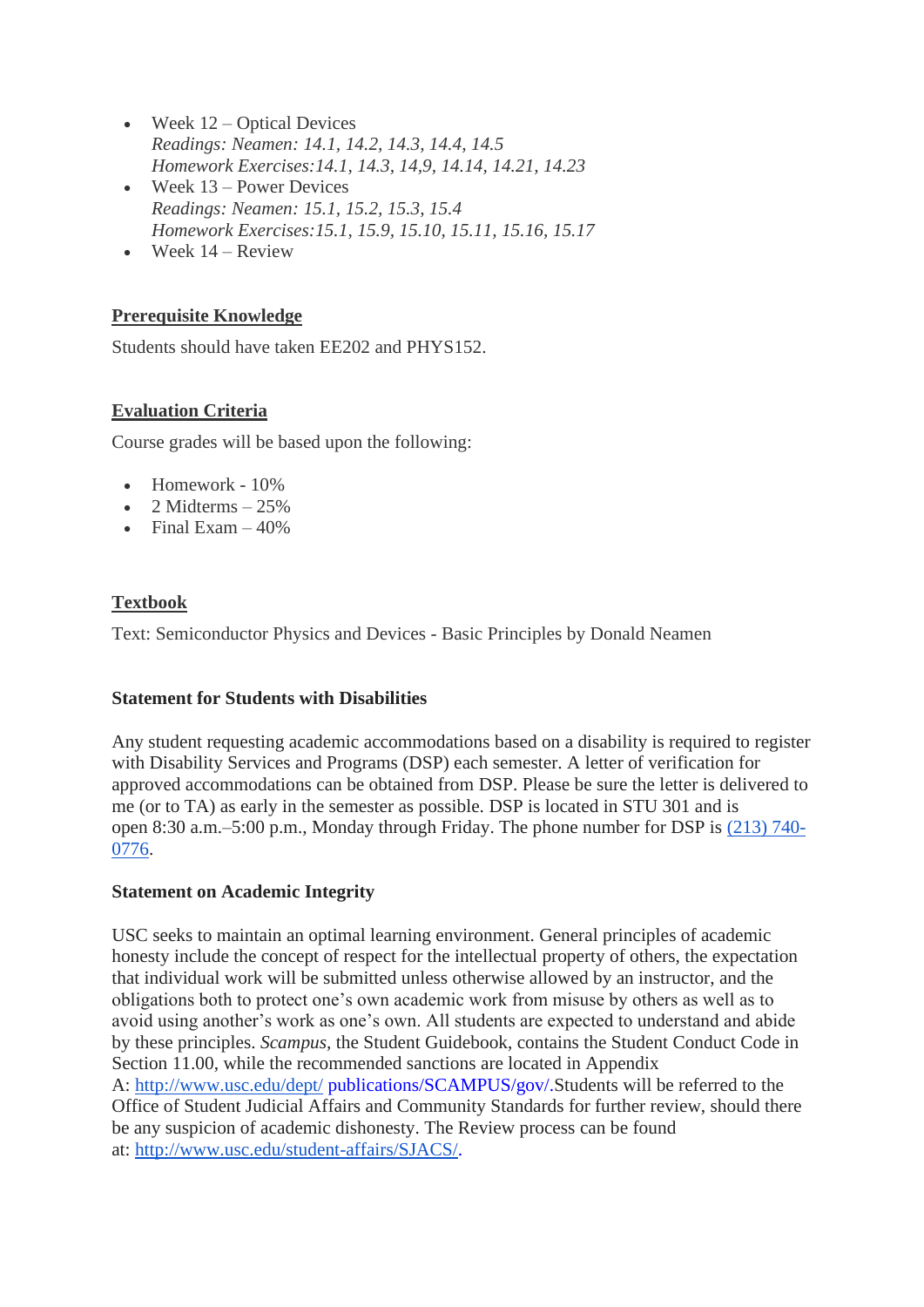- Week 12 – Optical Devices
  *Readings: Neamen: 14.1, 14.2, 14.3, 14.4, 14.5*
  *Homework Exercises:14.1, 14.3, 14,9, 14.14, 14.21, 14.23*
- Week 13 – Power Devices
  *Readings: Neamen: 15.1, 15.2, 15.3, 15.4*
  *Homework Exercises:15.1, 15.9, 15.10, 15.11, 15.16, 15.17*
- Week 14 – Review

## Prerequisite Knowledge

Students should have taken EE202 and PHYS152.

## Evaluation Criteria

Course grades will be based upon the following:

- Homework - 10%
- 2 Midterms – 25%
- Final Exam – 40%

## Textbook

Text: Semiconductor Physics and Devices - Basic Principles by Donald Neamen

**Statement for Students with Disabilities**

Any student requesting academic accommodations based on a disability is required to register with Disability Services and Programs (DSP) each semester. A letter of verification for approved accommodations can be obtained from DSP. Please be sure the letter is delivered to me (or to TA) as early in the semester as possible. DSP is located in STU 301 and is open 8:30 a.m.–5:00 p.m., Monday through Friday. The phone number for DSP is (213) 740-0776.

**Statement on Academic Integrity**

USC seeks to maintain an optimal learning environment. General principles of academic honesty include the concept of respect for the intellectual property of others, the expectation that individual work will be submitted unless otherwise allowed by an instructor, and the obligations both to protect one's own academic work from misuse by others as well as to avoid using another's work as one's own. All students are expected to understand and abide by these principles. *Scampus*, the Student Guidebook, contains the Student Conduct Code in Section 11.00, while the recommended sanctions are located in Appendix A: http://www.usc.edu/dept/ publications/SCAMPUS/gov/.Students will be referred to the Office of Student Judicial Affairs and Community Standards for further review, should there be any suspicion of academic dishonesty. The Review process can be found at: http://www.usc.edu/student-affairs/SJACS/.